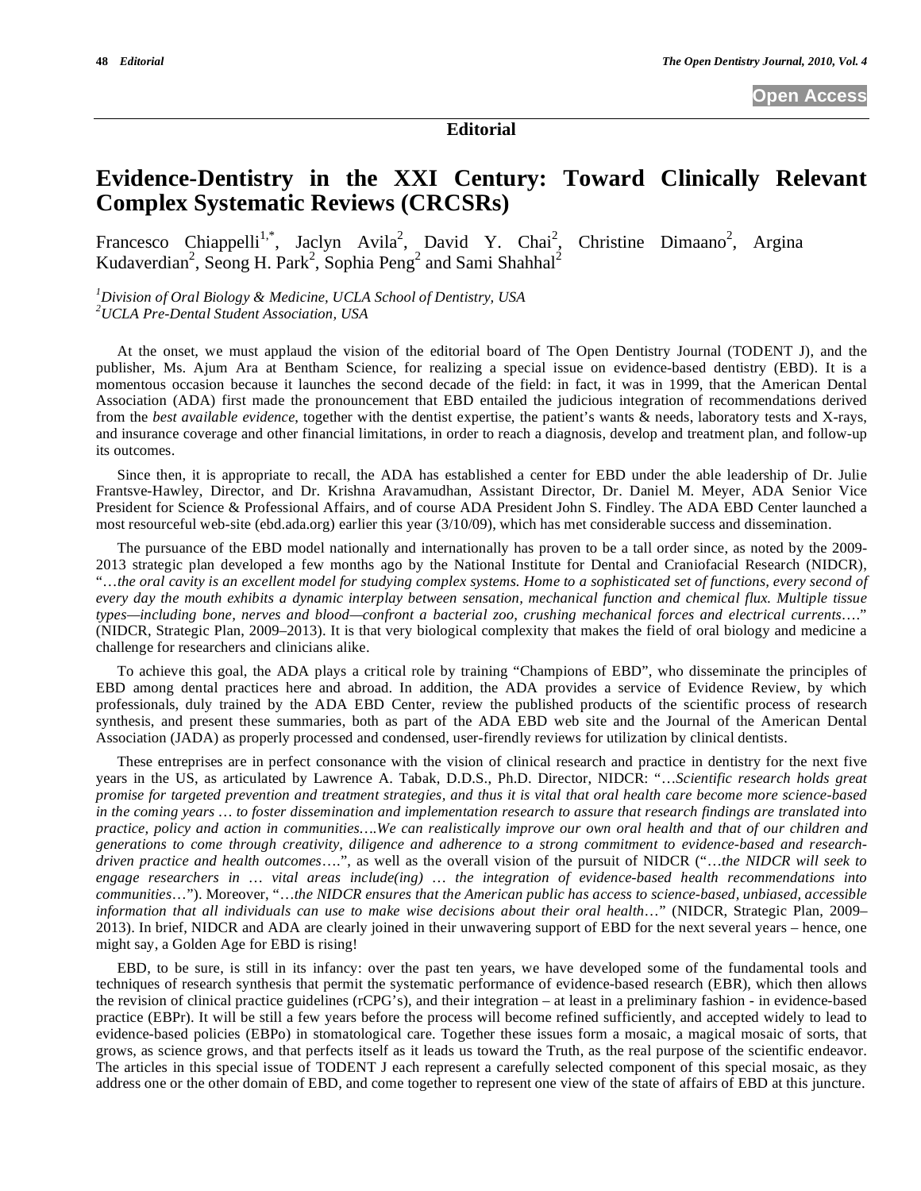Open Access

Editorial

# Evidence-Dentistry in the XXI Century: Toward Clinically Relevant Complex Systematic Reviews (CRCSRs)

Francesco Chiappelli[1,*], Jaclyn Avila[2], David Y. Chai[2], Christine Dimaano[2], Argina Kudaverdian[2], Seong H. Park[2], Sophia Peng[2] and Sami Shahhal[2]

[1]*Division of Oral Biology & Medicine, UCLA School of Dentistry, USA*
[2]*UCLA Pre-Dental Student Association, USA*

At the onset, we must applaud the vision of the editorial board of The Open Dentistry Journal (TODENT J), and the publisher, Ms. Ajum Ara at Bentham Science, for realizing a special issue on evidence-based dentistry (EBD). It is a momentous occasion because it launches the second decade of the field: in fact, it was in 1999, that the American Dental Association (ADA) first made the pronouncement that EBD entailed the judicious integration of recommendations derived from the *best available evidence*, together with the dentist expertise, the patient's wants & needs, laboratory tests and X-rays, and insurance coverage and other financial limitations, in order to reach a diagnosis, develop and treatment plan, and follow-up its outcomes.

Since then, it is appropriate to recall, the ADA has established a center for EBD under the able leadership of Dr. Julie Frantsve-Hawley, Director, and Dr. Krishna Aravamudhan, Assistant Director, Dr. Daniel M. Meyer, ADA Senior Vice President for Science & Professional Affairs, and of course ADA President John S. Findley. The ADA EBD Center launched a most resourceful web-site (ebd.ada.org) earlier this year (3/10/09), which has met considerable success and dissemination.

The pursuance of the EBD model nationally and internationally has proven to be a tall order since, as noted by the 2009-2013 strategic plan developed a few months ago by the National Institute for Dental and Craniofacial Research (NIDCR), "…*the oral cavity is an excellent model for studying complex systems. Home to a sophisticated set of functions, every second of every day the mouth exhibits a dynamic interplay between sensation, mechanical function and chemical flux. Multiple tissue types—including bone, nerves and blood—confront a bacterial zoo, crushing mechanical forces and electrical currents*…." (NIDCR, Strategic Plan, 2009–2013). It is that very biological complexity that makes the field of oral biology and medicine a challenge for researchers and clinicians alike.

To achieve this goal, the ADA plays a critical role by training "Champions of EBD", who disseminate the principles of EBD among dental practices here and abroad. In addition, the ADA provides a service of Evidence Review, by which professionals, duly trained by the ADA EBD Center, review the published products of the scientific process of research synthesis, and present these summaries, both as part of the ADA EBD web site and the Journal of the American Dental Association (JADA) as properly processed and condensed, user-firendly reviews for utilization by clinical dentists.

These entreprises are in perfect consonance with the vision of clinical research and practice in dentistry for the next five years in the US, as articulated by Lawrence A. Tabak, D.D.S., Ph.D. Director, NIDCR: "…*Scientific research holds great promise for targeted prevention and treatment strategies, and thus it is vital that oral health care become more science-based in the coming years … to foster dissemination and implementation research to assure that research findings are translated into practice, policy and action in communities….We can realistically improve our own oral health and that of our children and generations to come through creativity, diligence and adherence to a strong commitment to evidence-based and research-driven practice and health outcomes*….", as well as the overall vision of the pursuit of NIDCR ("…*the NIDCR will seek to engage researchers in … vital areas include(ing) … the integration of evidence-based health recommendations into communities*…"). Moreover, "…*the NIDCR ensures that the American public has access to science-based, unbiased, accessible information that all individuals can use to make wise decisions about their oral health*…" (NIDCR, Strategic Plan, 2009–2013). In brief, NIDCR and ADA are clearly joined in their unwavering support of EBD for the next several years – hence, one might say, a Golden Age for EBD is rising!

EBD, to be sure, is still in its infancy: over the past ten years, we have developed some of the fundamental tools and techniques of research synthesis that permit the systematic performance of evidence-based research (EBR), which then allows the revision of clinical practice guidelines (rCPG's), and their integration – at least in a preliminary fashion - in evidence-based practice (EBPr). It will be still a few years before the process will become refined sufficiently, and accepted widely to lead to evidence-based policies (EBPo) in stomatological care. Together these issues form a mosaic, a magical mosaic of sorts, that grows, as science grows, and that perfects itself as it leads us toward the Truth, as the real purpose of the scientific endeavor. The articles in this special issue of TODENT J each represent a carefully selected component of this special mosaic, as they address one or the other domain of EBD, and come together to represent one view of the state of affairs of EBD at this juncture.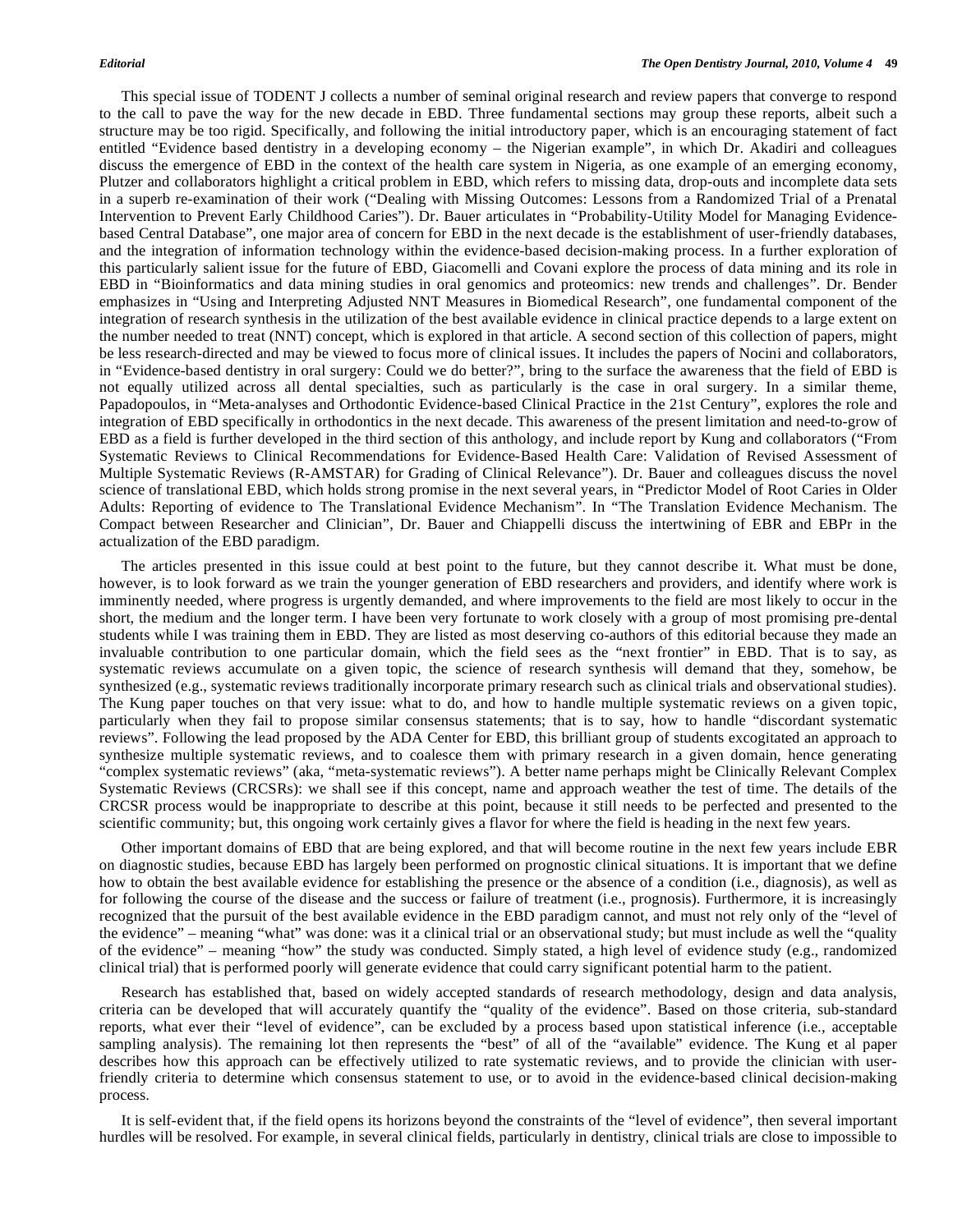This special issue of TODENT J collects a number of seminal original research and review papers that converge to respond to the call to pave the way for the new decade in EBD. Three fundamental sections may group these reports, albeit such a structure may be too rigid. Specifically, and following the initial introductory paper, which is an encouraging statement of fact entitled "Evidence based dentistry in a developing economy – the Nigerian example", in which Dr. Akadiri and colleagues discuss the emergence of EBD in the context of the health care system in Nigeria, as one example of an emerging economy, Plutzer and collaborators highlight a critical problem in EBD, which refers to missing data, drop-outs and incomplete data sets in a superb re-examination of their work ("Dealing with Missing Outcomes: Lessons from a Randomized Trial of a Prenatal Intervention to Prevent Early Childhood Caries"). Dr. Bauer articulates in "Probability-Utility Model for Managing Evidence-based Central Database", one major area of concern for EBD in the next decade is the establishment of user-friendly databases, and the integration of information technology within the evidence-based decision-making process. In a further exploration of this particularly salient issue for the future of EBD, Giacomelli and Covani explore the process of data mining and its role in EBD in "Bioinformatics and data mining studies in oral genomics and proteomics: new trends and challenges". Dr. Bender emphasizes in "Using and Interpreting Adjusted NNT Measures in Biomedical Research", one fundamental component of the integration of research synthesis in the utilization of the best available evidence in clinical practice depends to a large extent on the number needed to treat (NNT) concept, which is explored in that article. A second section of this collection of papers, might be less research-directed and may be viewed to focus more of clinical issues. It includes the papers of Nocini and collaborators, in "Evidence-based dentistry in oral surgery: Could we do better?", bring to the surface the awareness that the field of EBD is not equally utilized across all dental specialties, such as particularly is the case in oral surgery. In a similar theme, Papadopoulos, in "Meta-analyses and Orthodontic Evidence-based Clinical Practice in the 21st Century", explores the role and integration of EBD specifically in orthodontics in the next decade. This awareness of the present limitation and need-to-grow of EBD as a field is further developed in the third section of this anthology, and include report by Kung and collaborators ("From Systematic Reviews to Clinical Recommendations for Evidence-Based Health Care: Validation of Revised Assessment of Multiple Systematic Reviews (R-AMSTAR) for Grading of Clinical Relevance"). Dr. Bauer and colleagues discuss the novel science of translational EBD, which holds strong promise in the next several years, in "Predictor Model of Root Caries in Older Adults: Reporting of evidence to The Translational Evidence Mechanism". In "The Translation Evidence Mechanism. The Compact between Researcher and Clinician", Dr. Bauer and Chiappelli discuss the intertwining of EBR and EBPr in the actualization of the EBD paradigm.

The articles presented in this issue could at best point to the future, but they cannot describe it. What must be done, however, is to look forward as we train the younger generation of EBD researchers and providers, and identify where work is imminently needed, where progress is urgently demanded, and where improvements to the field are most likely to occur in the short, the medium and the longer term. I have been very fortunate to work closely with a group of most promising pre-dental students while I was training them in EBD. They are listed as most deserving co-authors of this editorial because they made an invaluable contribution to one particular domain, which the field sees as the "next frontier" in EBD. That is to say, as systematic reviews accumulate on a given topic, the science of research synthesis will demand that they, somehow, be synthesized (e.g., systematic reviews traditionally incorporate primary research such as clinical trials and observational studies). The Kung paper touches on that very issue: what to do, and how to handle multiple systematic reviews on a given topic, particularly when they fail to propose similar consensus statements; that is to say, how to handle "discordant systematic reviews". Following the lead proposed by the ADA Center for EBD, this brilliant group of students excogitated an approach to synthesize multiple systematic reviews, and to coalesce them with primary research in a given domain, hence generating "complex systematic reviews" (aka, "meta-systematic reviews"). A better name perhaps might be Clinically Relevant Complex Systematic Reviews (CRCSRs): we shall see if this concept, name and approach weather the test of time. The details of the CRCSR process would be inappropriate to describe at this point, because it still needs to be perfected and presented to the scientific community; but, this ongoing work certainly gives a flavor for where the field is heading in the next few years.

Other important domains of EBD that are being explored, and that will become routine in the next few years include EBR on diagnostic studies, because EBD has largely been performed on prognostic clinical situations. It is important that we define how to obtain the best available evidence for establishing the presence or the absence of a condition (i.e., diagnosis), as well as for following the course of the disease and the success or failure of treatment (i.e., prognosis). Furthermore, it is increasingly recognized that the pursuit of the best available evidence in the EBD paradigm cannot, and must not rely only of the "level of the evidence" – meaning "what" was done: was it a clinical trial or an observational study; but must include as well the "quality of the evidence" – meaning "how" the study was conducted. Simply stated, a high level of evidence study (e.g., randomized clinical trial) that is performed poorly will generate evidence that could carry significant potential harm to the patient.

Research has established that, based on widely accepted standards of research methodology, design and data analysis, criteria can be developed that will accurately quantify the "quality of the evidence". Based on those criteria, sub-standard reports, what ever their "level of evidence", can be excluded by a process based upon statistical inference (i.e., acceptable sampling analysis). The remaining lot then represents the "best" of all of the "available" evidence. The Kung et al paper describes how this approach can be effectively utilized to rate systematic reviews, and to provide the clinician with user-friendly criteria to determine which consensus statement to use, or to avoid in the evidence-based clinical decision-making process.

It is self-evident that, if the field opens its horizons beyond the constraints of the "level of evidence", then several important hurdles will be resolved. For example, in several clinical fields, particularly in dentistry, clinical trials are close to impossible to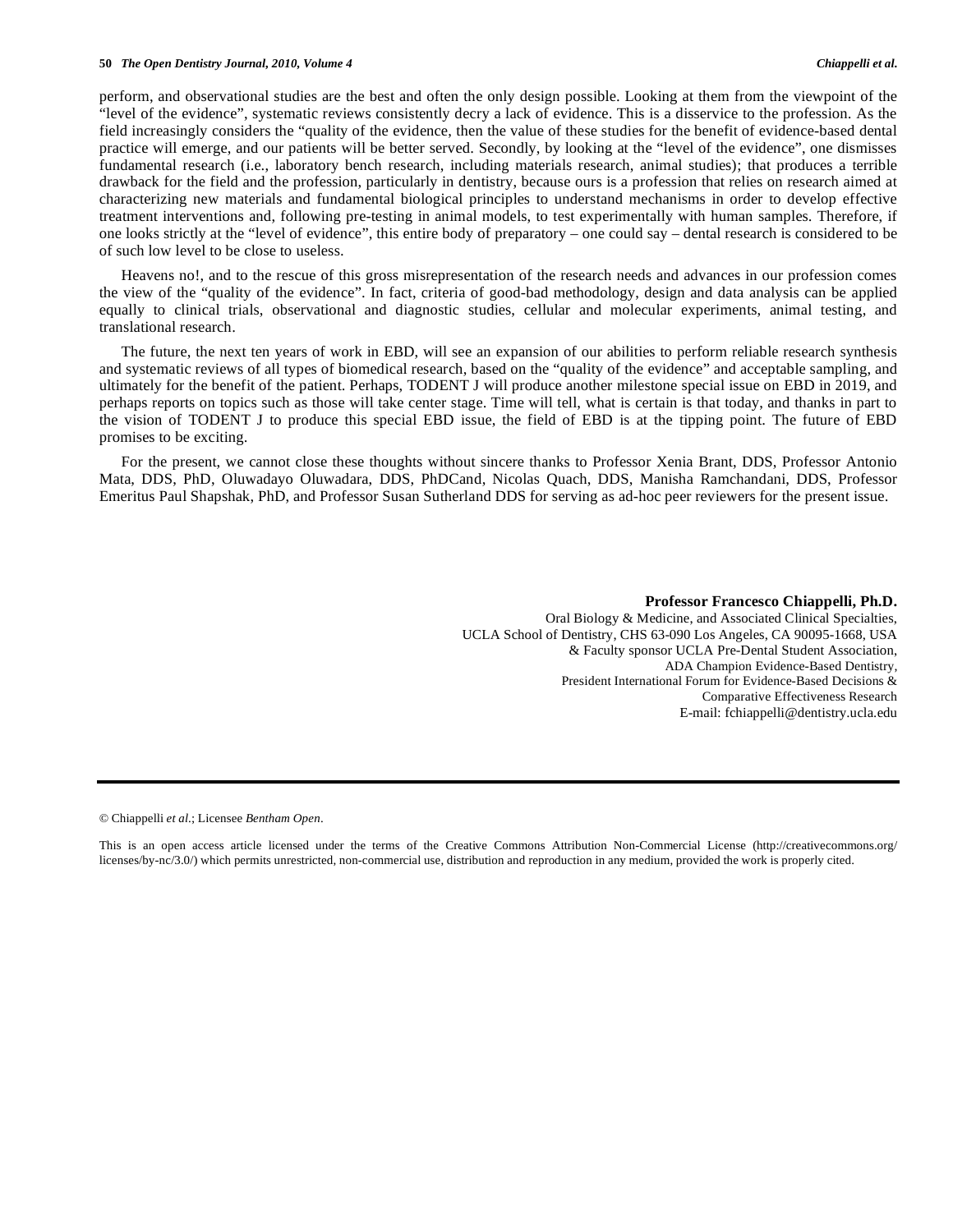perform, and observational studies are the best and often the only design possible. Looking at them from the viewpoint of the "level of the evidence", systematic reviews consistently decry a lack of evidence. This is a disservice to the profession. As the field increasingly considers the "quality of the evidence, then the value of these studies for the benefit of evidence-based dental practice will emerge, and our patients will be better served. Secondly, by looking at the "level of the evidence", one dismisses fundamental research (i.e., laboratory bench research, including materials research, animal studies); that produces a terrible drawback for the field and the profession, particularly in dentistry, because ours is a profession that relies on research aimed at characterizing new materials and fundamental biological principles to understand mechanisms in order to develop effective treatment interventions and, following pre-testing in animal models, to test experimentally with human samples. Therefore, if one looks strictly at the "level of evidence", this entire body of preparatory – one could say – dental research is considered to be of such low level to be close to useless.

Heavens no!, and to the rescue of this gross misrepresentation of the research needs and advances in our profession comes the view of the "quality of the evidence". In fact, criteria of good-bad methodology, design and data analysis can be applied equally to clinical trials, observational and diagnostic studies, cellular and molecular experiments, animal testing, and translational research.

The future, the next ten years of work in EBD, will see an expansion of our abilities to perform reliable research synthesis and systematic reviews of all types of biomedical research, based on the "quality of the evidence" and acceptable sampling, and ultimately for the benefit of the patient. Perhaps, TODENT J will produce another milestone special issue on EBD in 2019, and perhaps reports on topics such as those will take center stage. Time will tell, what is certain is that today, and thanks in part to the vision of TODENT J to produce this special EBD issue, the field of EBD is at the tipping point. The future of EBD promises to be exciting.

For the present, we cannot close these thoughts without sincere thanks to Professor Xenia Brant, DDS, Professor Antonio Mata, DDS, PhD, Oluwadayo Oluwadara, DDS, PhDCand, Nicolas Quach, DDS, Manisha Ramchandani, DDS, Professor Emeritus Paul Shapshak, PhD, and Professor Susan Sutherland DDS for serving as ad-hoc peer reviewers for the present issue.

**Professor Francesco Chiappelli, Ph.D.**
Oral Biology & Medicine, and Associated Clinical Specialties,
UCLA School of Dentistry, CHS 63-090 Los Angeles, CA 90095-1668, USA
& Faculty sponsor UCLA Pre-Dental Student Association,
ADA Champion Evidence-Based Dentistry,
President International Forum for Evidence-Based Decisions &
Comparative Effectiveness Research
E-mail: fchiappelli@dentistry.ucla.edu

---

© Chiappelli *et al.*; Licensee *Bentham Open*.

This is an open access article licensed under the terms of the Creative Commons Attribution Non-Commercial License (http://creativecommons.org/licenses/by-nc/3.0/) which permits unrestricted, non-commercial use, distribution and reproduction in any medium, provided the work is properly cited.